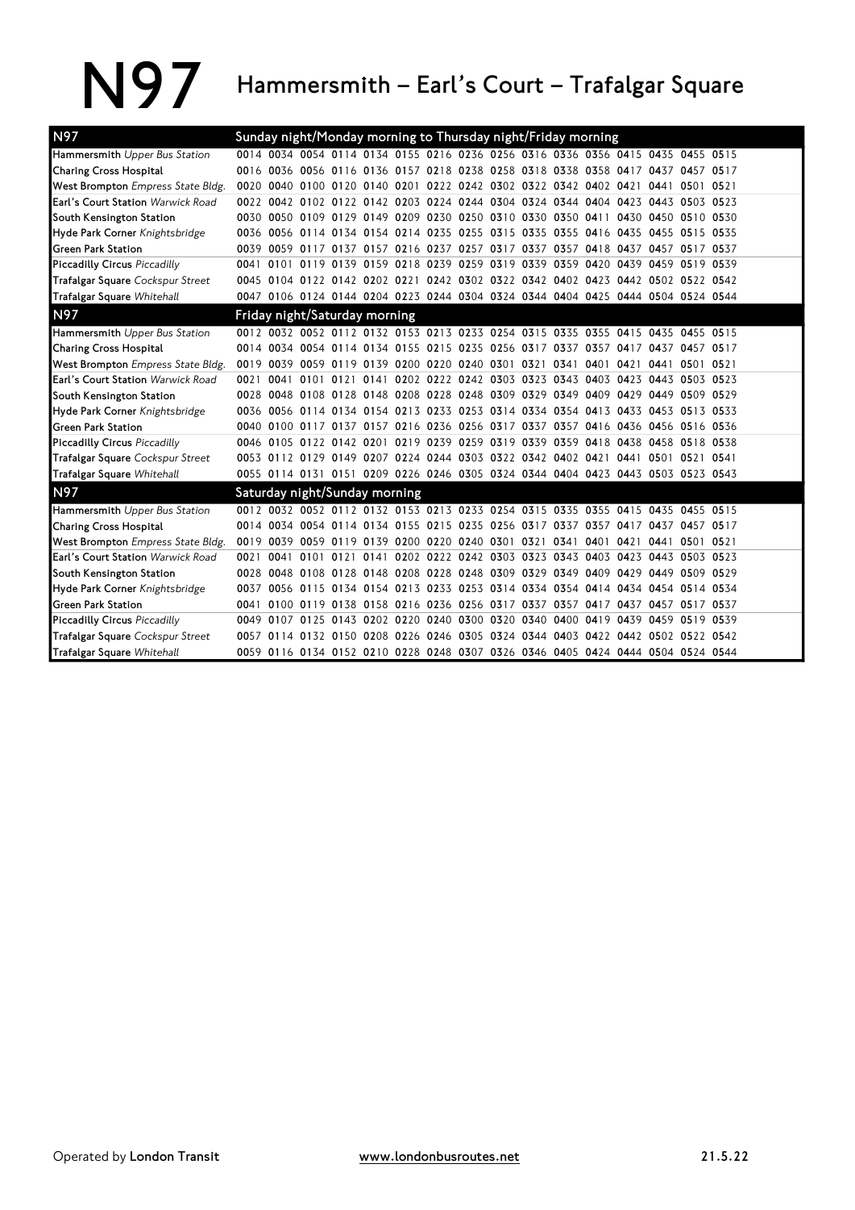# N97 Hammersmith – Earl's Court – Trafalgar Square

| N97 | Sunday night/Monday morning to Thursday night/Friday morning | | | | | | | | | | | | | | |
|---|---|---|---|---|---|---|---|---|---|---|---|---|---|---|---|
| **Hammersmith** *Upper Bus Station* | 0014 | 0034 | 0054 | 0114 | 0134 | 0155 | 0216 | 0236 | 0256 | 0316 | 0336 | 0356 | 0415 | 0435 | 0455 | 0515 |
| **Charing Cross Hospital** | 0016 | 0036 | 0056 | 0116 | 0136 | 0157 | 0218 | 0238 | 0258 | 0318 | 0338 | 0358 | 0417 | 0437 | 0457 | 0517 |
| **West Brompton** *Empress State Bldg.* | 0020 | 0040 | 0100 | 0120 | 0140 | 0201 | 0222 | 0242 | 0302 | 0322 | 0342 | 0402 | 0421 | 0441 | 0501 | 0521 |
| **Earl's Court Station** *Warwick Road* | 0022 | 0042 | 0102 | 0122 | 0142 | 0203 | 0224 | 0244 | 0304 | 0324 | 0344 | 0404 | 0423 | 0443 | 0503 | 0523 |
| **South Kensington Station** | 0030 | 0050 | 0109 | 0129 | 0149 | 0209 | 0230 | 0250 | 0310 | 0330 | 0350 | 0411 | 0430 | 0450 | 0510 | 0530 |
| **Hyde Park Corner** *Knightsbridge* | 0036 | 0056 | 0114 | 0134 | 0154 | 0214 | 0235 | 0255 | 0315 | 0335 | 0355 | 0416 | 0435 | 0455 | 0515 | 0535 |
| **Green Park Station** | 0039 | 0059 | 0117 | 0137 | 0157 | 0216 | 0237 | 0257 | 0317 | 0337 | 0357 | 0418 | 0437 | 0457 | 0517 | 0537 |
| **Piccadilly Circus** *Piccadilly* | 0041 | 0101 | 0119 | 0139 | 0159 | 0218 | 0239 | 0259 | 0319 | 0339 | 0359 | 0420 | 0439 | 0459 | 0519 | 0539 |
| **Trafalgar Square** *Cockspur Street* | 0045 | 0104 | 0122 | 0142 | 0202 | 0221 | 0242 | 0302 | 0322 | 0342 | 0402 | 0423 | 0442 | 0502 | 0522 | 0542 |
| **Trafalgar Square** *Whitehall* | 0047 | 0106 | 0124 | 0144 | 0204 | 0223 | 0244 | 0304 | 0324 | 0344 | 0404 | 0425 | 0444 | 0504 | 0524 | 0544 |

| N97 | Friday night/Saturday morning | | | | | | | | | | | | | | |
|---|---|---|---|---|---|---|---|---|---|---|---|---|---|---|---|
| **Hammersmith** *Upper Bus Station* | 0012 | 0032 | 0052 | 0112 | 0132 | 0153 | 0213 | 0233 | 0254 | 0315 | 0335 | 0355 | 0415 | 0435 | 0455 | 0515 |
| **Charing Cross Hospital** | 0014 | 0034 | 0054 | 0114 | 0134 | 0155 | 0215 | 0235 | 0256 | 0317 | 0337 | 0357 | 0417 | 0437 | 0457 | 0517 |
| **West Brompton** *Empress State Bldg.* | 0019 | 0039 | 0059 | 0119 | 0139 | 0200 | 0220 | 0240 | 0301 | 0321 | 0341 | 0401 | 0421 | 0441 | 0501 | 0521 |
| **Earl's Court Station** *Warwick Road* | 0021 | 0041 | 0101 | 0121 | 0141 | 0202 | 0222 | 0242 | 0303 | 0323 | 0343 | 0403 | 0423 | 0443 | 0503 | 0523 |
| **South Kensington Station** | 0028 | 0048 | 0108 | 0128 | 0148 | 0208 | 0228 | 0248 | 0309 | 0329 | 0349 | 0409 | 0429 | 0449 | 0509 | 0529 |
| **Hyde Park Corner** *Knightsbridge* | 0036 | 0056 | 0114 | 0134 | 0154 | 0213 | 0233 | 0253 | 0314 | 0334 | 0354 | 0413 | 0433 | 0453 | 0513 | 0533 |
| **Green Park Station** | 0040 | 0100 | 0117 | 0137 | 0157 | 0216 | 0236 | 0256 | 0317 | 0337 | 0357 | 0416 | 0436 | 0456 | 0516 | 0536 |
| **Piccadilly Circus** *Piccadilly* | 0046 | 0105 | 0122 | 0142 | 0201 | 0219 | 0239 | 0259 | 0319 | 0339 | 0359 | 0418 | 0438 | 0458 | 0518 | 0538 |
| **Trafalgar Square** *Cockspur Street* | 0053 | 0112 | 0129 | 0149 | 0207 | 0224 | 0244 | 0303 | 0322 | 0342 | 0402 | 0421 | 0441 | 0501 | 0521 | 0541 |
| **Trafalgar Square** *Whitehall* | 0055 | 0114 | 0131 | 0151 | 0209 | 0226 | 0246 | 0305 | 0324 | 0344 | 0404 | 0423 | 0443 | 0503 | 0523 | 0543 |

| N97 | Saturday night/Sunday morning | | | | | | | | | | | | | | |
|---|---|---|---|---|---|---|---|---|---|---|---|---|---|---|---|
| **Hammersmith** *Upper Bus Station* | 0012 | 0032 | 0052 | 0112 | 0132 | 0153 | 0213 | 0233 | 0254 | 0315 | 0335 | 0355 | 0415 | 0435 | 0455 | 0515 |
| **Charing Cross Hospital** | 0014 | 0034 | 0054 | 0114 | 0134 | 0155 | 0215 | 0235 | 0256 | 0317 | 0337 | 0357 | 0417 | 0437 | 0457 | 0517 |
| **West Brompton** *Empress State Bldg.* | 0019 | 0039 | 0059 | 0119 | 0139 | 0200 | 0220 | 0240 | 0301 | 0321 | 0341 | 0401 | 0421 | 0441 | 0501 | 0521 |
| **Earl's Court Station** *Warwick Road* | 0021 | 0041 | 0101 | 0121 | 0141 | 0202 | 0222 | 0242 | 0303 | 0323 | 0343 | 0403 | 0423 | 0443 | 0503 | 0523 |
| **South Kensington Station** | 0028 | 0048 | 0108 | 0128 | 0148 | 0208 | 0228 | 0248 | 0309 | 0329 | 0349 | 0409 | 0429 | 0449 | 0509 | 0529 |
| **Hyde Park Corner** *Knightsbridge* | 0037 | 0056 | 0115 | 0134 | 0154 | 0213 | 0233 | 0253 | 0314 | 0334 | 0354 | 0414 | 0434 | 0454 | 0514 | 0534 |
| **Green Park Station** | 0041 | 0100 | 0119 | 0138 | 0158 | 0216 | 0236 | 0256 | 0317 | 0337 | 0357 | 0417 | 0437 | 0457 | 0517 | 0537 |
| **Piccadilly Circus** *Piccadilly* | 0049 | 0107 | 0125 | 0143 | 0202 | 0220 | 0240 | 0300 | 0320 | 0340 | 0400 | 0419 | 0439 | 0459 | 0519 | 0539 |
| **Trafalgar Square** *Cockspur Street* | 0057 | 0114 | 0132 | 0150 | 0208 | 0226 | 0246 | 0305 | 0324 | 0344 | 0403 | 0422 | 0442 | 0502 | 0522 | 0542 |
| **Trafalgar Square** *Whitehall* | 0059 | 0116 | 0134 | 0152 | 0210 | 0228 | 0248 | 0307 | 0326 | 0346 | 0405 | 0424 | 0444 | 0504 | 0524 | 0544 |

Operated by **London Transit** www.londonbusroutes.net 21.5.22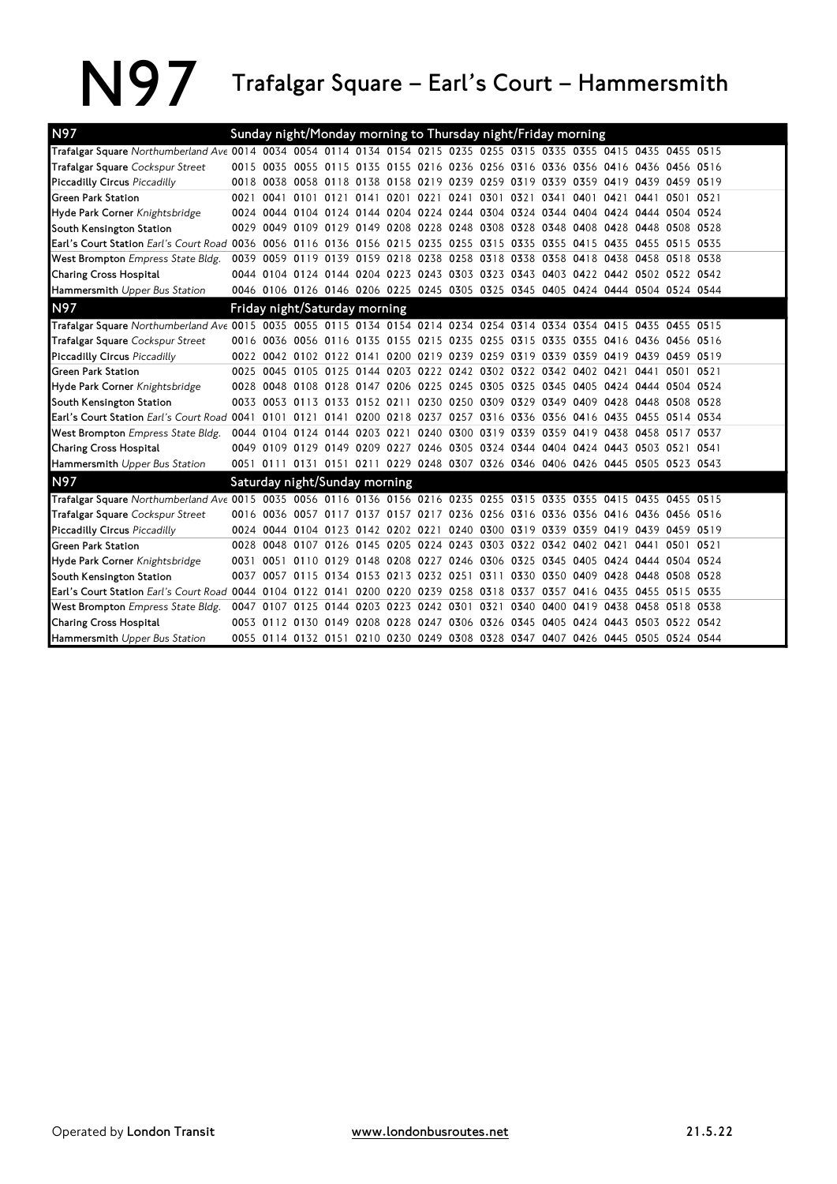# N97 Trafalgar Square – Earl's Court – Hammersmith

| N97 | Sunday night/Monday morning to Thursday night/Friday morning | | | | | | | | | | | | | | | |
|---|---|---|---|---|---|---|---|---|---|---|---|---|---|---|---|---|
| **Trafalgar Square** *Northumberland Ave* | 0014 | 0034 | 0054 | 0114 | 0134 | 0154 | 0215 | 0235 | 0255 | 0315 | 0335 | 0355 | 0415 | 0435 | 0455 | 0515 |
| **Trafalgar Square** *Cockspur Street* | 0015 | 0035 | 0055 | 0115 | 0135 | 0155 | 0216 | 0236 | 0256 | 0316 | 0336 | 0356 | 0416 | 0436 | 0456 | 0516 |
| **Piccadilly Circus** *Piccadilly* | 0018 | 0038 | 0058 | 0118 | 0138 | 0158 | 0219 | 0239 | 0259 | 0319 | 0339 | 0359 | 0419 | 0439 | 0459 | 0519 |
| **Green Park Station** | 0021 | 0041 | 0101 | 0121 | 0141 | 0201 | 0221 | 0241 | 0301 | 0321 | 0341 | 0401 | 0421 | 0441 | 0501 | 0521 |
| **Hyde Park Corner** *Knightsbridge* | 0024 | 0044 | 0104 | 0124 | 0144 | 0204 | 0224 | 0244 | 0304 | 0324 | 0344 | 0404 | 0424 | 0444 | 0504 | 0524 |
| **South Kensington Station** | 0029 | 0049 | 0109 | 0129 | 0149 | 0208 | 0228 | 0248 | 0308 | 0328 | 0348 | 0408 | 0428 | 0448 | 0508 | 0528 |
| **Earl's Court Station** *Earl's Court Road* | 0036 | 0056 | 0116 | 0136 | 0156 | 0215 | 0235 | 0255 | 0315 | 0335 | 0355 | 0415 | 0435 | 0455 | 0515 | 0535 |
| **West Brompton** *Empress State Bldg.* | 0039 | 0059 | 0119 | 0139 | 0159 | 0218 | 0238 | 0258 | 0318 | 0338 | 0358 | 0418 | 0438 | 0458 | 0518 | 0538 |
| **Charing Cross Hospital** | 0044 | 0104 | 0124 | 0144 | 0204 | 0223 | 0243 | 0303 | 0323 | 0343 | 0403 | 0422 | 0442 | 0502 | 0522 | 0542 |
| **Hammersmith** *Upper Bus Station* | 0046 | 0106 | 0126 | 0146 | 0206 | 0225 | 0245 | 0305 | 0325 | 0345 | 0405 | 0424 | 0444 | 0504 | 0524 | 0544 |
| **N97** | **Friday night/Saturday morning** | | | | | | | | | | | | | | | |
| **Trafalgar Square** *Northumberland Ave* | 0015 | 0035 | 0055 | 0115 | 0134 | 0154 | 0214 | 0234 | 0254 | 0314 | 0334 | 0354 | 0415 | 0435 | 0455 | 0515 |
| **Trafalgar Square** *Cockspur Street* | 0016 | 0036 | 0056 | 0116 | 0135 | 0155 | 0215 | 0235 | 0255 | 0315 | 0335 | 0355 | 0416 | 0436 | 0456 | 0516 |
| **Piccadilly Circus** *Piccadilly* | 0022 | 0042 | 0102 | 0122 | 0141 | 0200 | 0219 | 0239 | 0259 | 0319 | 0339 | 0359 | 0419 | 0439 | 0459 | 0519 |
| **Green Park Station** | 0025 | 0045 | 0105 | 0125 | 0144 | 0203 | 0222 | 0242 | 0302 | 0322 | 0342 | 0402 | 0421 | 0441 | 0501 | 0521 |
| **Hyde Park Corner** *Knightsbridge* | 0028 | 0048 | 0108 | 0128 | 0147 | 0206 | 0225 | 0245 | 0305 | 0325 | 0345 | 0405 | 0424 | 0444 | 0504 | 0524 |
| **South Kensington Station** | 0033 | 0053 | 0113 | 0133 | 0152 | 0211 | 0230 | 0250 | 0309 | 0329 | 0349 | 0409 | 0428 | 0448 | 0508 | 0528 |
| **Earl's Court Station** *Earl's Court Road* | 0041 | 0101 | 0121 | 0141 | 0200 | 0218 | 0237 | 0257 | 0316 | 0336 | 0356 | 0416 | 0435 | 0455 | 0514 | 0534 |
| **West Brompton** *Empress State Bldg.* | 0044 | 0104 | 0124 | 0144 | 0203 | 0221 | 0240 | 0300 | 0319 | 0339 | 0359 | 0419 | 0438 | 0458 | 0517 | 0537 |
| **Charing Cross Hospital** | 0049 | 0109 | 0129 | 0149 | 0209 | 0227 | 0246 | 0305 | 0324 | 0344 | 0404 | 0424 | 0443 | 0503 | 0521 | 0541 |
| **Hammersmith** *Upper Bus Station* | 0051 | 0111 | 0131 | 0151 | 0211 | 0229 | 0248 | 0307 | 0326 | 0346 | 0406 | 0426 | 0445 | 0505 | 0523 | 0543 |
| **N97** | **Saturday night/Sunday morning** | | | | | | | | | | | | | | | |
| **Trafalgar Square** *Northumberland Ave* | 0015 | 0035 | 0056 | 0116 | 0136 | 0156 | 0216 | 0235 | 0255 | 0315 | 0335 | 0355 | 0415 | 0435 | 0455 | 0515 |
| **Trafalgar Square** *Cockspur Street* | 0016 | 0036 | 0057 | 0117 | 0137 | 0157 | 0217 | 0236 | 0256 | 0316 | 0336 | 0356 | 0416 | 0436 | 0456 | 0516 |
| **Piccadilly Circus** *Piccadilly* | 0024 | 0044 | 0104 | 0123 | 0142 | 0202 | 0221 | 0240 | 0300 | 0319 | 0339 | 0359 | 0419 | 0439 | 0459 | 0519 |
| **Green Park Station** | 0028 | 0048 | 0107 | 0126 | 0145 | 0205 | 0224 | 0243 | 0303 | 0322 | 0342 | 0402 | 0421 | 0441 | 0501 | 0521 |
| **Hyde Park Corner** *Knightsbridge* | 0031 | 0051 | 0110 | 0129 | 0148 | 0208 | 0227 | 0246 | 0306 | 0325 | 0345 | 0405 | 0424 | 0444 | 0504 | 0524 |
| **South Kensington Station** | 0037 | 0057 | 0115 | 0134 | 0153 | 0213 | 0232 | 0251 | 0311 | 0330 | 0350 | 0409 | 0428 | 0448 | 0508 | 0528 |
| **Earl's Court Station** *Earl's Court Road* | 0044 | 0104 | 0122 | 0141 | 0200 | 0220 | 0239 | 0258 | 0318 | 0337 | 0357 | 0416 | 0435 | 0455 | 0515 | 0535 |
| **West Brompton** *Empress State Bldg.* | 0047 | 0107 | 0125 | 0144 | 0203 | 0223 | 0242 | 0301 | 0321 | 0340 | 0400 | 0419 | 0438 | 0458 | 0518 | 0538 |
| **Charing Cross Hospital** | 0053 | 0112 | 0130 | 0149 | 0208 | 0228 | 0247 | 0306 | 0326 | 0345 | 0405 | 0424 | 0443 | 0503 | 0522 | 0542 |
| **Hammersmith** *Upper Bus Station* | 0055 | 0114 | 0132 | 0151 | 0210 | 0230 | 0249 | 0308 | 0328 | 0347 | 0407 | 0426 | 0445 | 0505 | 0524 | 0544 |

Operated by **London Transit** www.londonbusroutes.net 21.5.22